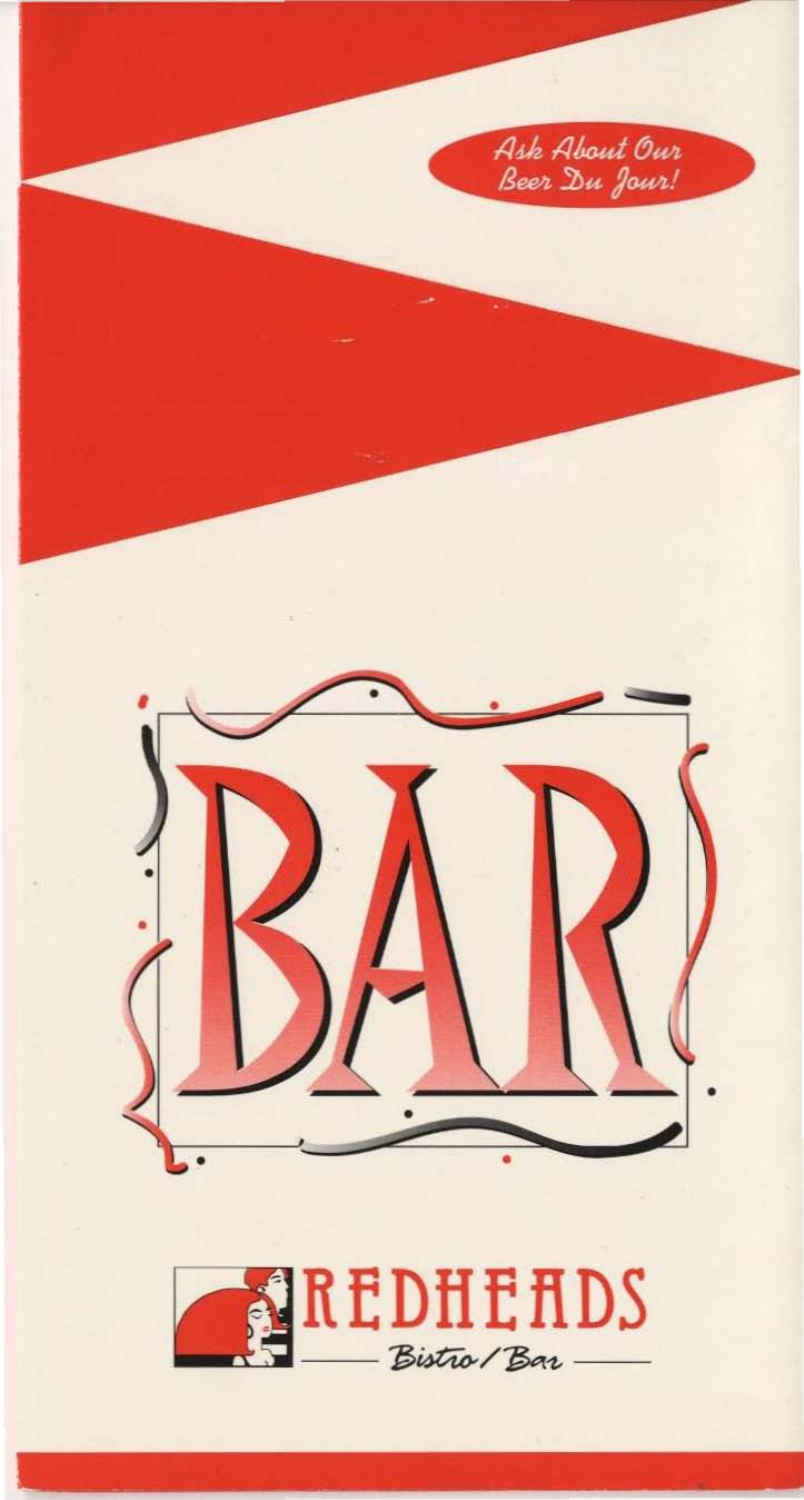Ask About Our Beer Du Jour!

# BAR

## REDHEADS

Bistro / Bar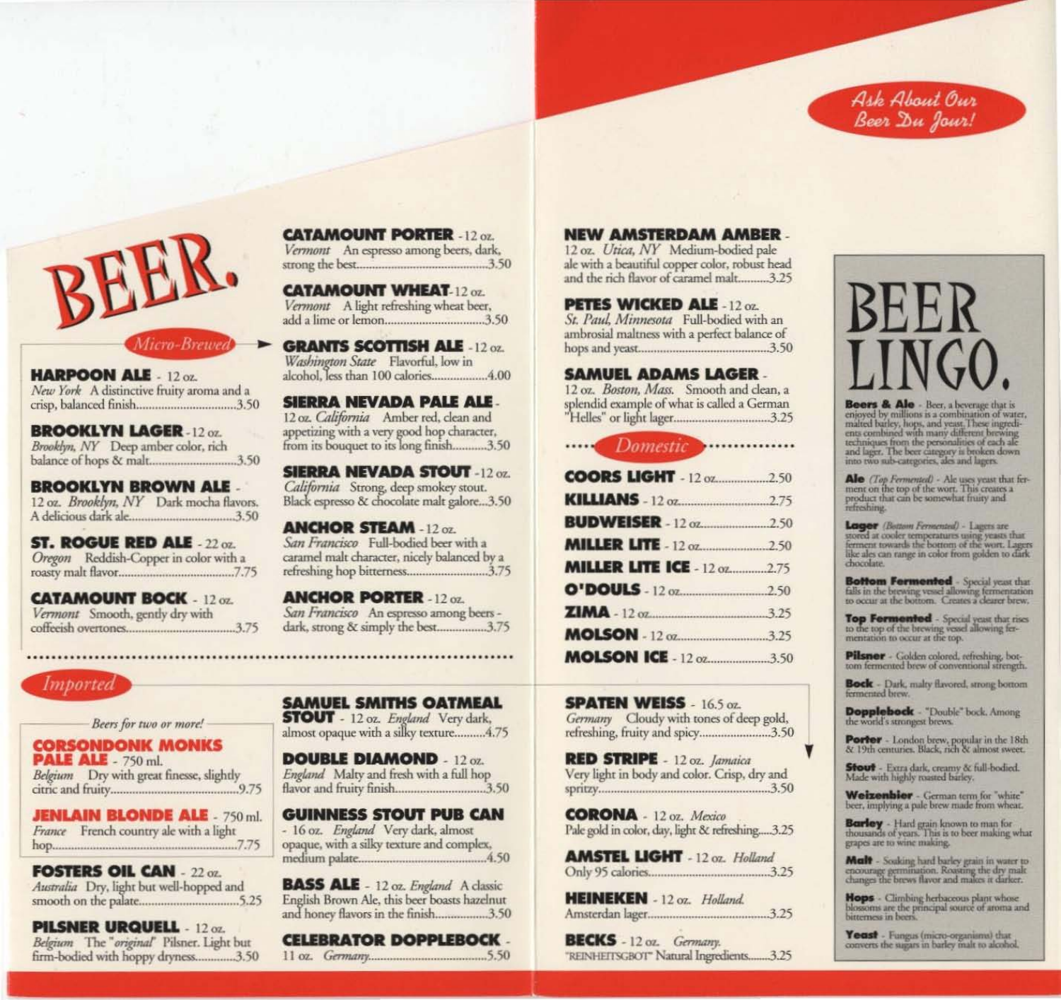# BEER.

## Micro-Brewed

**HARPOON ALE** - 12 oz.
*New York* A distinctive fruity aroma and a crisp, balanced finish....3.50

**BROOKLYN LAGER** - 12 oz.
*Brooklyn, NY* Deep amber color, rich balance of hops & malt....3.50

**BROOKLYN BROWN ALE** - 12 oz.
*Brooklyn, NY* Dark mocha flavors. A delicious dark ale....3.50

**ST. ROGUE RED ALE** - 22 oz.
*Oregon* Reddish-Copper in color with a roasty malt flavor....7.75

**CATAMOUNT BOCK** - 12 oz.
*Vermont* Smooth, gently dry with coffeeish overtones....3.75

**CATAMOUNT PORTER** - 12 oz.
*Vermont* An espresso among beers, dark, strong the best....3.50

**CATAMOUNT WHEAT** - 12 oz.
*Vermont* A light refreshing wheat beer, add a lime or lemon....3.50

**GRANTS SCOTTISH ALE** - 12 oz.
*Washington State* Flavorful, low in alcohol, less than 100 calories....4.00

**SIERRA NEVADA PALE ALE** - 12 oz.
*California* Amber red, clean and appetizing with a very good hop character, from its bouquet to its long finish....3.50

**SIERRA NEVADA STOUT** - 12 oz.
*California* Strong, deep smokey stout. Black espresso & chocolate malt galore...3.50

**ANCHOR STEAM** - 12 oz.
*San Francisco* Full-bodied beer with a caramel malt character, nicely balanced by a refreshing hop bitterness....3.75

**ANCHOR PORTER** - 12 oz.
*San Francisco* An espresso among beers - dark, strong & simply the best....3.75

**NEW AMSTERDAM AMBER** - 12 oz.
*Utica, NY* Medium-bodied pale ale with a beautiful copper color, robust head and the rich flavor of caramel malt....3.25

**PETES WICKED ALE** - 12 oz.
*St. Paul, Minnesota* Full-bodied with an ambrosial maltness with a perfect balance of hops and yeast....3.50

**SAMUEL ADAMS LAGER** - 12 oz.
*Boston, Mass.* Smooth and clean, a splendid example of what is called a German "Helles" or light lager....3.25

## Domestic

**COORS LIGHT** - 12 oz....2.50

**KILLIANS** - 12 oz....2.75

**BUDWEISER** - 12 oz....2.50

**MILLER LITE** - 12 oz....2.50

**MILLER LITE ICE** - 12 oz....2.75

**O'DOULS** - 12 oz....2.50

**ZIMA** - 12 oz....3.25

**MOLSON** - 12 oz....3.25

**MOLSON ICE** - 12 oz....3.50

## Imported

*Beers for two or more!*

**CORSONDONK MONKS PALE ALE** - 750 ml.
*Belgium* Dry with great finesse, slightly citric and fruity....9.75

**JENLAIN BLONDE ALE** - 750 ml.
*France* French country ale with a light hop....7.75

**FOSTERS OIL CAN** - 22 oz.
*Australia* Dry, light but well-hopped and smooth on the palate....5.25

**PILSNER URQUELL** - 12 oz.
*Belgium* The "*original*" Pilsner. Light but firm-bodied with hoppy dryness....3.50

**SAMUEL SMITHS OATMEAL STOUT** - 12 oz. *England* Very dark, almost opaque with a silky texture....4.75

**DOUBLE DIAMOND** - 12 oz.
*England* Malty and fresh with a full hop flavor and fruity finish....3.50

**GUINNESS STOUT PUB CAN** - 16 oz. *England* Very dark, almost opaque, with a silky texture and complex, medium palate....4.50

**BASS ALE** - 12 oz. *England* A classic English Brown Ale, this beer boasts hazelnut and honey flavors in the finish....3.50

**CELEBRATOR DOPPLEBOCK** - 11 oz. *Germany*....5.50

**SPATEN WEISS** - 16.5 oz.
*Germany* Cloudy with tones of deep gold, refreshing, fruity and spicy....3.50

**RED STRIPE** - 12 oz. *Jamaica*
Very light in body and color. Crisp, dry and spritzy....3.50

**CORONA** - 12 oz. *Mexico*
Pale gold in color, day, light & refreshing....3.25

**AMSTEL LIGHT** - 12 oz. *Holland*
Only 95 calories....3.25

**HEINEKEN** - 12 oz. *Holland.*
Amsterdam lager....3.25

**BECKS** - 12 oz. *Germany.*
"REINHEITSGBOT" Natural Ingredients....3.25

*Ask About Our Beer Du Jour!*

# BEER LINGO.

**Beers & Ale** - Beer, a beverage that is enjoyed by millions is a combination of water, malted barley, hops, and yeast. These ingredients combined with many different brewing techniques from the personalities of each ale and lager. The beer category is broken down into two sub-categories, ales and lagers.

**Ale** *(Top Fermented)* - Ale uses yeast that ferment on the top of the wort. This creates a product that can be somewhat fruity and refreshing.

**Lager** *(Bottom Fermented)* - Lagers are stored at cooler temperatures using yeasts that ferment towards the bottom of the wort. Lagers like ales can range in color from golden to dark chocolate.

**Bottom Fermented** - Special yeast that falls in the brewing vessel allowing fermentation to occur at the bottom. Creates a clearer brew.

**Top Fermented** - Special yeast that rises to the top of the brewing vessel allowing fermentation to occur at the top.

**Pilsner** - Golden colored, refreshing, bottom fermented brew of conventional strength.

**Bock** - Dark, malty flavored, strong bottom fermented brew.

**Dopplebock** - "Double" bock. Among the world's strongest brews.

**Porter** - London brew, popular in the 18th & 19th centuries. Black, rich & almost sweet.

**Stout** - Extra dark, creamy & full-bodied. Made with highly roasted barley.

**Weizenbier** - German term for "white" beer, implying a pale brew made from wheat.

**Barley** - Hard grain known to man for thousands of years. This is to beer making what grapes are to wine making.

**Malt** - Soaking hard barley grain in water to encourage germination. Roasting the dry malt changes the brews flavor and makes it darker.

**Hops** - Climbing herbaceous plant whose blossoms are the principal source of aroma and bitterness in beers.

**Yeast** - Fungus (micro-organisms) that converts the sugars in barley malt to alcohol.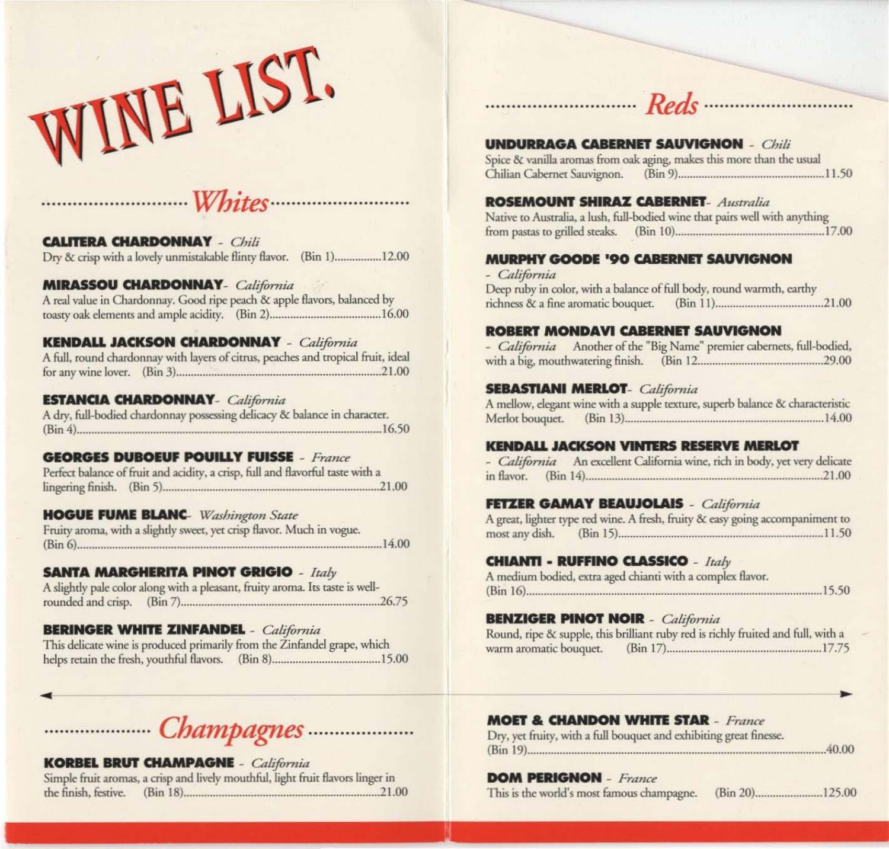# WINE LIST.

## Whites

**CALITERA CHARDONNAY** - *Chili*
Dry & crisp with a lovely unmistakable flinty flavor. (Bin 1)................12.00

**MIRASSOU CHARDONNAY**- *California*
A real value in Chardonnay. Good ripe peach & apple flavors, balanced by toasty oak elements and ample acidity. (Bin 2)....................................16.00

**KENDALL JACKSON CHARDONNAY** - *California*
A full, round chardonnay with layers of citrus, peaches and tropical fruit, ideal for any wine lover. (Bin 3)....................................................................21.00

**ESTANCIA CHARDONNAY**- *California*
A dry, full-bodied chardonnay possessing delicacy & balance in character. (Bin 4)........................................................................................................16.50

**GEORGES DUBOEUF POUILLY FUISSE** - *France*
Perfect balance of fruit and acidity, a crisp, full and flavorful taste with a lingering finish. (Bin 5)..........................................................................21.00

**HOGUE FUME BLANC**- *Washington State*
Fruity aroma, with a slightly sweet, yet crisp flavor. Much in vogue. (Bin 6)........................................................................................................14.00

**SANTA MARGHERITA PINOT GRIGIO** - *Italy*
A slightly pale color along with a pleasant, fruity aroma. Its taste is well-rounded and crisp. (Bin 7)...............................................................26.75

**BERINGER WHITE ZINFANDEL** - *California*
This delicate wine is produced primarily from the Zinfandel grape, which helps retain the fresh, youthful flavors. (Bin 8)...................................15.00

## Reds

**UNDURRAGA CABERNET SAUVIGNON** - *Chili*
Spice & vanilla aromas from oak aging, makes this more than the usual Chilian Cabernet Sauvignon. (Bin 9)................................................11.50

**ROSEMOUNT SHIRAZ CABERNET**- *Australia*
Native to Australia, a lush, full-bodied wine that pairs well with anything from pastas to grilled steaks. (Bin 10)................................................17.00

**MURPHY GOODE '90 CABERNET SAUVIGNON** - *California*
Deep ruby in color, with a balance of full body, round warmth, earthy richness & a fine aromatic bouquet. (Bin 11)....................................21.00

**ROBERT MONDAVI CABERNET SAUVIGNON** - *California*
Another of the "Big Name" premier cabernets, full-bodied, with a big, mouthwatering finish. (Bin 12.........................................29.00

**SEBASTIANI MERLOT**- *California*
A mellow, elegant wine with a supple texture, superb balance & characteristic Merlot bouquet. (Bin 13)...................................................................14.00

**KENDALL JACKSON VINTERS RESERVE MERLOT** - *California*
An excellent California wine, rich in body, yet very delicate in flavor. (Bin 14)..............................................................................................21.00

**FETZER GAMAY BEAUJOLAIS** - *California*
A great, lighter type red wine. A fresh, fruity & easy going accompaniment to most any dish. (Bin 15)....................................................................11.50

**CHIANTI - RUFFINO CLASSICO** - *Italy*
A medium bodied, extra aged chianti with a complex flavor. (Bin 16)......................................................................................................15.50

**BENZIGER PINOT NOIR** - *California*
Round, ripe & supple, this brilliant ruby red is richly fruited and full, with a warm aromatic bouquet. (Bin 17)...................................................17.75

## Champagnes

**KORBEL BRUT CHAMPAGNE** - *California*
Simple fruit aromas, a crisp and lively mouthful, light fruit flavors linger in the finish, festive. (Bin 18)..............................................................21.00

**MOET & CHANDON WHITE STAR** - *France*
Dry, yet fruity, with a full bouquet and exhibiting great finesse. (Bin 19)......................................................................................................40.00

**DOM PERIGNON** - *France*
This is the world's most famous champagne. (Bin 20).......................125.00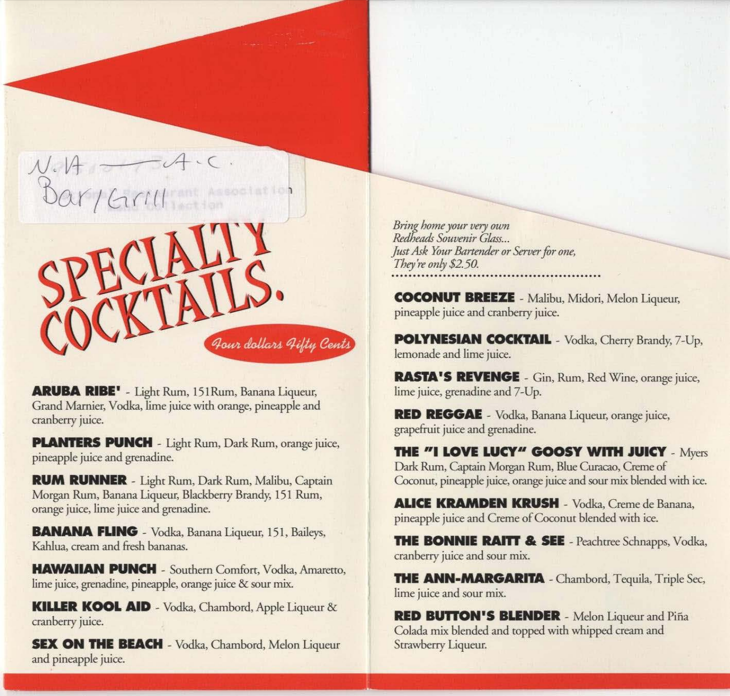N.A — A.C.
Bar/Grill

# SPECIALTY COCKTAILS.

*Four dollars Fifty Cents*

**ARUBA RIBE'** - Light Rum, 151Rum, Banana Liqueur, Grand Marnier, Vodka, lime juice with orange, pineapple and cranberry juice.

**PLANTERS PUNCH** - Light Rum, Dark Rum, orange juice, pineapple juice and grenadine.

**RUM RUNNER** - Light Rum, Dark Rum, Malibu, Captain Morgan Rum, Banana Liqueur, Blackberry Brandy, 151 Rum, orange juice, lime juice and grenadine.

**BANANA FLING** - Vodka, Banana Liqueur, 151, Baileys, Kahlua, cream and fresh bananas.

**HAWAIIAN PUNCH** - Southern Comfort, Vodka, Amaretto, lime juice, grenadine, pineapple, orange juice & sour mix.

**KILLER KOOL AID** - Vodka, Chambord, Apple Liqueur & cranberry juice.

**SEX ON THE BEACH** - Vodka, Chambord, Melon Liqueur and pineapple juice.

*Bring home your very own Redheads Souvenir Glass... Just Ask Your Bartender or Server for one, They're only $2.50.*

**COCONUT BREEZE** - Malibu, Midori, Melon Liqueur, pineapple juice and cranberry juice.

**POLYNESIAN COCKTAIL** - Vodka, Cherry Brandy, 7-Up, lemonade and lime juice.

**RASTA'S REVENGE** - Gin, Rum, Red Wine, orange juice, lime juice, grenadine and 7-Up.

**RED REGGAE** - Vodka, Banana Liqueur, orange juice, grapefruit juice and grenadine.

**THE "I LOVE LUCY" GOOSY WITH JUICY** - Myers Dark Rum, Captain Morgan Rum, Blue Curacao, Creme of Coconut, pineapple juice, orange juice and sour mix blended with ice.

**ALICE KRAMDEN KRUSH** - Vodka, Creme de Banana, pineapple juice and Creme of Coconut blended with ice.

**THE BONNIE RAITT & SEE** - Peachtree Schnapps, Vodka, cranberry juice and sour mix.

**THE ANN-MARGARITA** - Chambord, Tequila, Triple Sec, lime juice and sour mix.

**RED BUTTON'S BLENDER** - Melon Liqueur and Piña Colada mix blended and topped with whipped cream and Strawberry Liqueur.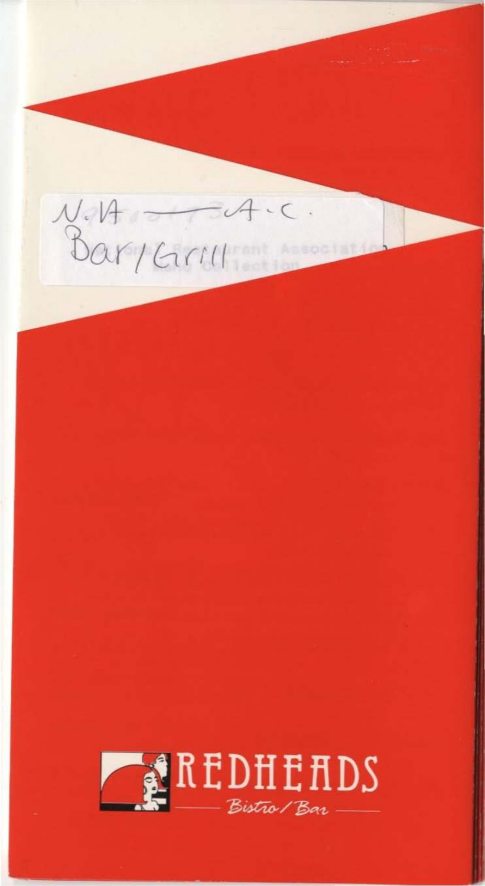N.A — A.C.
Bar/Grill

National Restaurant Association
Menu Collection

# REDHEADS

Bistro / Bar